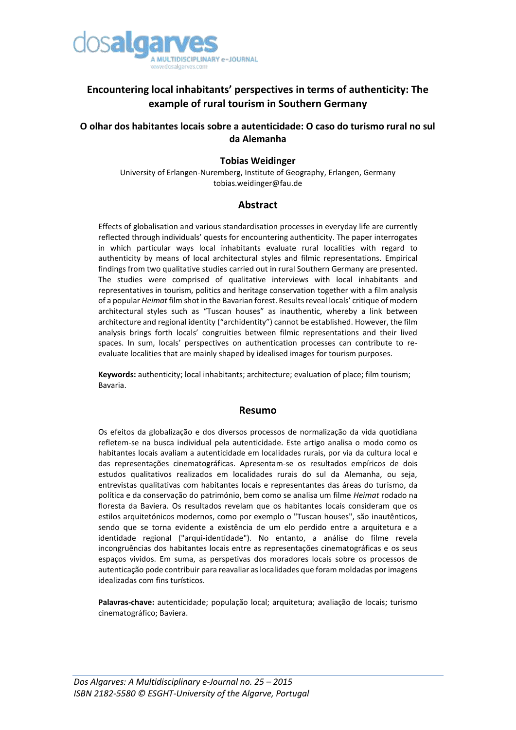# Encountering local inhabitants' perspectives in terms of authenticity: The example of rural tourism in Southern Germany

## O olhar dos habitantes locais sobre a autenticidade: O caso do turismo rural no sul da Alemanha

**Tobias Weidinger**

University of Erlangen-Nuremberg, Institute of Geography, Erlangen, Germany
tobias.weidinger@fau.de

## Abstract

Effects of globalisation and various standardisation processes in everyday life are currently reflected through individuals' quests for encountering authenticity. The paper interrogates in which particular ways local inhabitants evaluate rural localities with regard to authenticity by means of local architectural styles and filmic representations. Empirical findings from two qualitative studies carried out in rural Southern Germany are presented. The studies were comprised of qualitative interviews with local inhabitants and representatives in tourism, politics and heritage conservation together with a film analysis of a popular *Heimat* film shot in the Bavarian forest. Results reveal locals' critique of modern architectural styles such as "Tuscan houses" as inauthentic, whereby a link between architecture and regional identity ("archidentity") cannot be established. However, the film analysis brings forth locals' congruities between filmic representations and their lived spaces. In sum, locals' perspectives on authentication processes can contribute to re-evaluate localities that are mainly shaped by idealised images for tourism purposes.

**Keywords:** authenticity; local inhabitants; architecture; evaluation of place; film tourism; Bavaria.

## Resumo

Os efeitos da globalização e dos diversos processos de normalização da vida quotidiana refletem-se na busca individual pela autenticidade. Este artigo analisa o modo como os habitantes locais avaliam a autenticidade em localidades rurais, por via da cultura local e das representações cinematográficas. Apresentam-se os resultados empíricos de dois estudos qualitativos realizados em localidades rurais do sul da Alemanha, ou seja, entrevistas qualitativas com habitantes locais e representantes das áreas do turismo, da política e da conservação do património, bem como se analisa um filme *Heimat* rodado na floresta da Baviera. Os resultados revelam que os habitantes locais consideram que os estilos arquitetónicos modernos, como por exemplo o "Tuscan houses", são inautênticos, sendo que se torna evidente a existência de um elo perdido entre a arquitetura e a identidade regional ("arqui-identidade"). No entanto, a análise do filme revela incongruências dos habitantes locais entre as representações cinematográficas e os seus espaços vividos. Em suma, as perspetivas dos moradores locais sobre os processos de autenticação pode contribuir para reavaliar as localidades que foram moldadas por imagens idealizadas com fins turísticos.

**Palavras-chave:** autenticidade; população local; arquitetura; avaliação de locais; turismo cinematográfico; Baviera.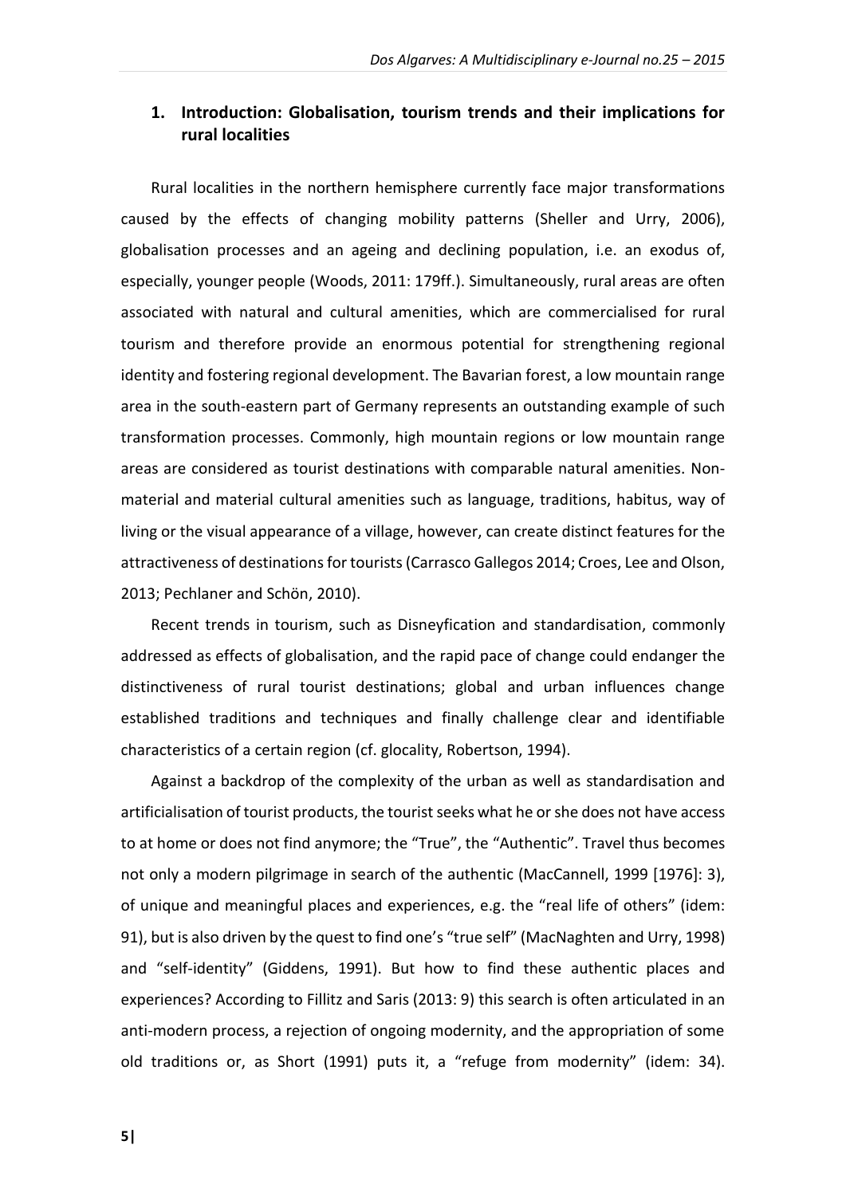## 1. Introduction: Globalisation, tourism trends and their implications for rural localities

Rural localities in the northern hemisphere currently face major transformations caused by the effects of changing mobility patterns (Sheller and Urry, 2006), globalisation processes and an ageing and declining population, i.e. an exodus of, especially, younger people (Woods, 2011: 179ff.). Simultaneously, rural areas are often associated with natural and cultural amenities, which are commercialised for rural tourism and therefore provide an enormous potential for strengthening regional identity and fostering regional development. The Bavarian forest, a low mountain range area in the south-eastern part of Germany represents an outstanding example of such transformation processes. Commonly, high mountain regions or low mountain range areas are considered as tourist destinations with comparable natural amenities. Non-material and material cultural amenities such as language, traditions, habitus, way of living or the visual appearance of a village, however, can create distinct features for the attractiveness of destinations for tourists (Carrasco Gallegos 2014; Croes, Lee and Olson, 2013; Pechlaner and Schön, 2010).

Recent trends in tourism, such as Disneyfication and standardisation, commonly addressed as effects of globalisation, and the rapid pace of change could endanger the distinctiveness of rural tourist destinations; global and urban influences change established traditions and techniques and finally challenge clear and identifiable characteristics of a certain region (cf. glocality, Robertson, 1994).

Against a backdrop of the complexity of the urban as well as standardisation and artificialisation of tourist products, the tourist seeks what he or she does not have access to at home or does not find anymore; the "True", the "Authentic". Travel thus becomes not only a modern pilgrimage in search of the authentic (MacCannell, 1999 [1976]: 3), of unique and meaningful places and experiences, e.g. the "real life of others" (idem: 91), but is also driven by the quest to find one's "true self" (MacNaghten and Urry, 1998) and "self-identity" (Giddens, 1991). But how to find these authentic places and experiences? According to Fillitz and Saris (2013: 9) this search is often articulated in an anti-modern process, a rejection of ongoing modernity, and the appropriation of some old traditions or, as Short (1991) puts it, a "refuge from modernity" (idem: 34).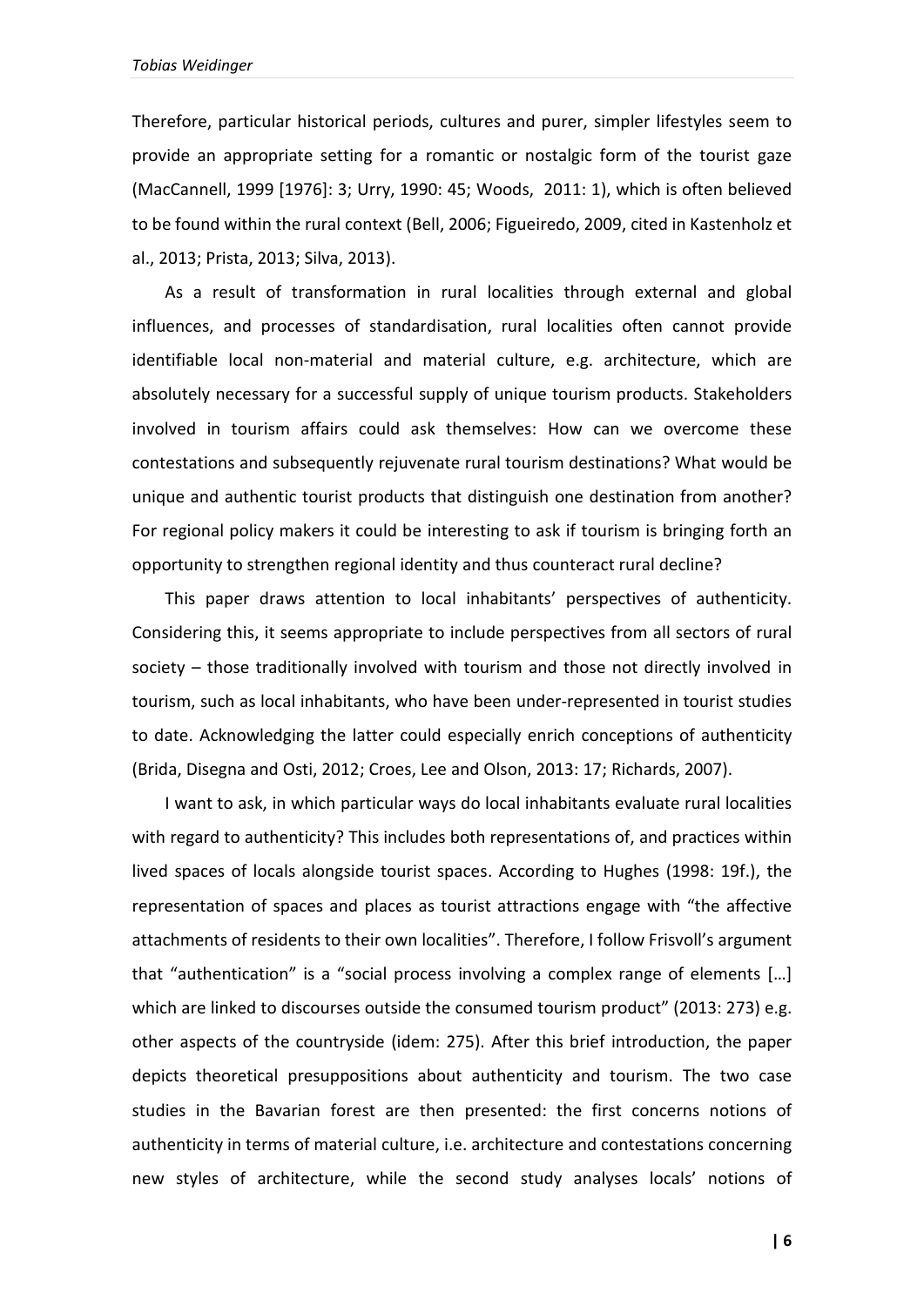Therefore, particular historical periods, cultures and purer, simpler lifestyles seem to provide an appropriate setting for a romantic or nostalgic form of the tourist gaze (MacCannell, 1999 [1976]: 3; Urry, 1990: 45; Woods, 2011: 1), which is often believed to be found within the rural context (Bell, 2006; Figueiredo, 2009, cited in Kastenholz et al., 2013; Prista, 2013; Silva, 2013).

As a result of transformation in rural localities through external and global influences, and processes of standardisation, rural localities often cannot provide identifiable local non-material and material culture, e.g. architecture, which are absolutely necessary for a successful supply of unique tourism products. Stakeholders involved in tourism affairs could ask themselves: How can we overcome these contestations and subsequently rejuvenate rural tourism destinations? What would be unique and authentic tourist products that distinguish one destination from another? For regional policy makers it could be interesting to ask if tourism is bringing forth an opportunity to strengthen regional identity and thus counteract rural decline?

This paper draws attention to local inhabitants' perspectives of authenticity. Considering this, it seems appropriate to include perspectives from all sectors of rural society – those traditionally involved with tourism and those not directly involved in tourism, such as local inhabitants, who have been under-represented in tourist studies to date. Acknowledging the latter could especially enrich conceptions of authenticity (Brida, Disegna and Osti, 2012; Croes, Lee and Olson, 2013: 17; Richards, 2007).

I want to ask, in which particular ways do local inhabitants evaluate rural localities with regard to authenticity? This includes both representations of, and practices within lived spaces of locals alongside tourist spaces. According to Hughes (1998: 19f.), the representation of spaces and places as tourist attractions engage with "the affective attachments of residents to their own localities". Therefore, I follow Frisvoll's argument that "authentication" is a "social process involving a complex range of elements […] which are linked to discourses outside the consumed tourism product" (2013: 273) e.g. other aspects of the countryside (idem: 275). After this brief introduction, the paper depicts theoretical presuppositions about authenticity and tourism. The two case studies in the Bavarian forest are then presented: the first concerns notions of authenticity in terms of material culture, i.e. architecture and contestations concerning new styles of architecture, while the second study analyses locals' notions of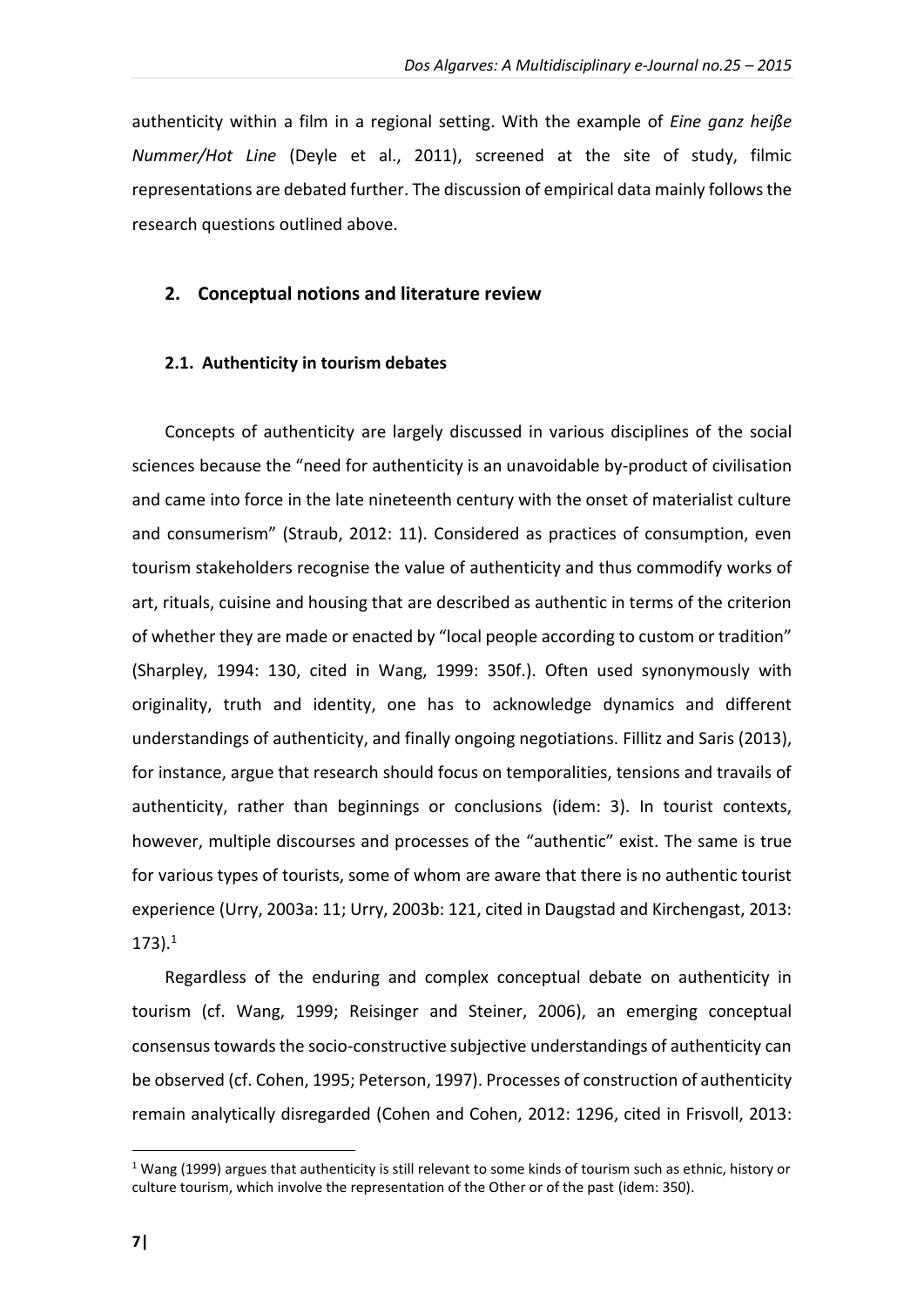authenticity within a film in a regional setting. With the example of *Eine ganz heiße Nummer/Hot Line* (Deyle et al., 2011), screened at the site of study, filmic representations are debated further. The discussion of empirical data mainly follows the research questions outlined above.

## 2. Conceptual notions and literature review

### 2.1. Authenticity in tourism debates

Concepts of authenticity are largely discussed in various disciplines of the social sciences because the "need for authenticity is an unavoidable by-product of civilisation and came into force in the late nineteenth century with the onset of materialist culture and consumerism" (Straub, 2012: 11). Considered as practices of consumption, even tourism stakeholders recognise the value of authenticity and thus commodify works of art, rituals, cuisine and housing that are described as authentic in terms of the criterion of whether they are made or enacted by "local people according to custom or tradition" (Sharpley, 1994: 130, cited in Wang, 1999: 350f.). Often used synonymously with originality, truth and identity, one has to acknowledge dynamics and different understandings of authenticity, and finally ongoing negotiations. Fillitz and Saris (2013), for instance, argue that research should focus on temporalities, tensions and travails of authenticity, rather than beginnings or conclusions (idem: 3). In tourist contexts, however, multiple discourses and processes of the "authentic" exist. The same is true for various types of tourists, some of whom are aware that there is no authentic tourist experience (Urry, 2003a: 11; Urry, 2003b: 121, cited in Daugstad and Kirchengast, 2013: 173).[1]

Regardless of the enduring and complex conceptual debate on authenticity in tourism (cf. Wang, 1999; Reisinger and Steiner, 2006), an emerging conceptual consensus towards the socio-constructive subjective understandings of authenticity can be observed (cf. Cohen, 1995; Peterson, 1997). Processes of construction of authenticity remain analytically disregarded (Cohen and Cohen, 2012: 1296, cited in Frisvoll, 2013:

---

[1] Wang (1999) argues that authenticity is still relevant to some kinds of tourism such as ethnic, history or culture tourism, which involve the representation of the Other or of the past (idem: 350).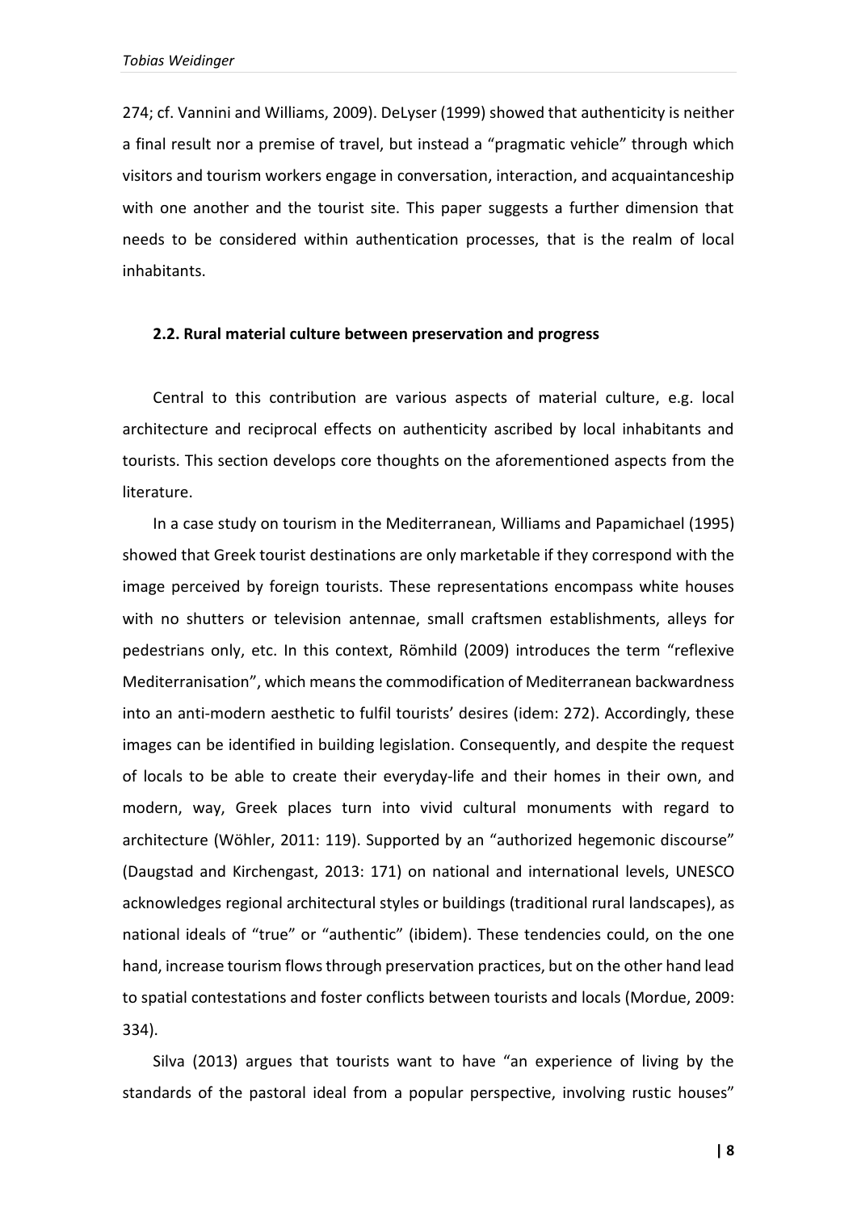274; cf. Vannini and Williams, 2009). DeLyser (1999) showed that authenticity is neither a final result nor a premise of travel, but instead a "pragmatic vehicle" through which visitors and tourism workers engage in conversation, interaction, and acquaintanceship with one another and the tourist site. This paper suggests a further dimension that needs to be considered within authentication processes, that is the realm of local inhabitants.

### 2.2. Rural material culture between preservation and progress

Central to this contribution are various aspects of material culture, e.g. local architecture and reciprocal effects on authenticity ascribed by local inhabitants and tourists. This section develops core thoughts on the aforementioned aspects from the literature.

In a case study on tourism in the Mediterranean, Williams and Papamichael (1995) showed that Greek tourist destinations are only marketable if they correspond with the image perceived by foreign tourists. These representations encompass white houses with no shutters or television antennae, small craftsmen establishments, alleys for pedestrians only, etc. In this context, Römhild (2009) introduces the term "reflexive Mediterranisation", which means the commodification of Mediterranean backwardness into an anti-modern aesthetic to fulfil tourists' desires (idem: 272). Accordingly, these images can be identified in building legislation. Consequently, and despite the request of locals to be able to create their everyday-life and their homes in their own, and modern, way, Greek places turn into vivid cultural monuments with regard to architecture (Wöhler, 2011: 119). Supported by an "authorized hegemonic discourse" (Daugstad and Kirchengast, 2013: 171) on national and international levels, UNESCO acknowledges regional architectural styles or buildings (traditional rural landscapes), as national ideals of "true" or "authentic" (ibidem). These tendencies could, on the one hand, increase tourism flows through preservation practices, but on the other hand lead to spatial contestations and foster conflicts between tourists and locals (Mordue, 2009: 334).

Silva (2013) argues that tourists want to have "an experience of living by the standards of the pastoral ideal from a popular perspective, involving rustic houses"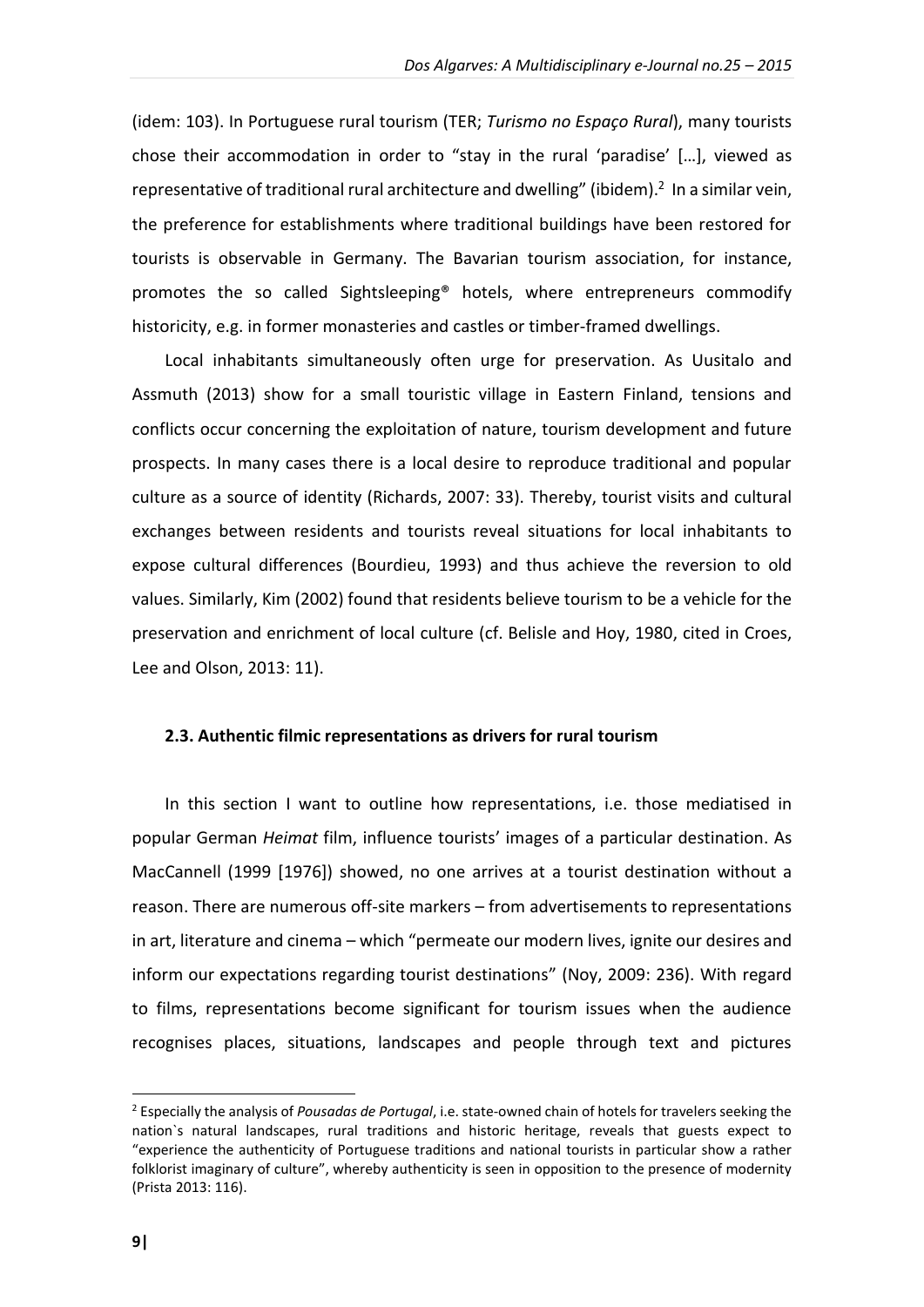(idem: 103). In Portuguese rural tourism (TER; *Turismo no Espaço Rural*), many tourists chose their accommodation in order to "stay in the rural 'paradise' […], viewed as representative of traditional rural architecture and dwelling" (ibidem).[2] In a similar vein, the preference for establishments where traditional buildings have been restored for tourists is observable in Germany. The Bavarian tourism association, for instance, promotes the so called Sightsleeping® hotels, where entrepreneurs commodify historicity, e.g. in former monasteries and castles or timber-framed dwellings.

Local inhabitants simultaneously often urge for preservation. As Uusitalo and Assmuth (2013) show for a small touristic village in Eastern Finland, tensions and conflicts occur concerning the exploitation of nature, tourism development and future prospects. In many cases there is a local desire to reproduce traditional and popular culture as a source of identity (Richards, 2007: 33). Thereby, tourist visits and cultural exchanges between residents and tourists reveal situations for local inhabitants to expose cultural differences (Bourdieu, 1993) and thus achieve the reversion to old values. Similarly, Kim (2002) found that residents believe tourism to be a vehicle for the preservation and enrichment of local culture (cf. Belisle and Hoy, 1980, cited in Croes, Lee and Olson, 2013: 11).

### 2.3. Authentic filmic representations as drivers for rural tourism

In this section I want to outline how representations, i.e. those mediatised in popular German *Heimat* film, influence tourists' images of a particular destination. As MacCannell (1999 [1976]) showed, no one arrives at a tourist destination without a reason. There are numerous off-site markers – from advertisements to representations in art, literature and cinema – which "permeate our modern lives, ignite our desires and inform our expectations regarding tourist destinations" (Noy, 2009: 236). With regard to films, representations become significant for tourism issues when the audience recognises places, situations, landscapes and people through text and pictures

---

[2] Especially the analysis of *Pousadas de Portugal*, i.e. state-owned chain of hotels for travelers seeking the nation`s natural landscapes, rural traditions and historic heritage, reveals that guests expect to "experience the authenticity of Portuguese traditions and national tourists in particular show a rather folklorist imaginary of culture", whereby authenticity is seen in opposition to the presence of modernity (Prista 2013: 116).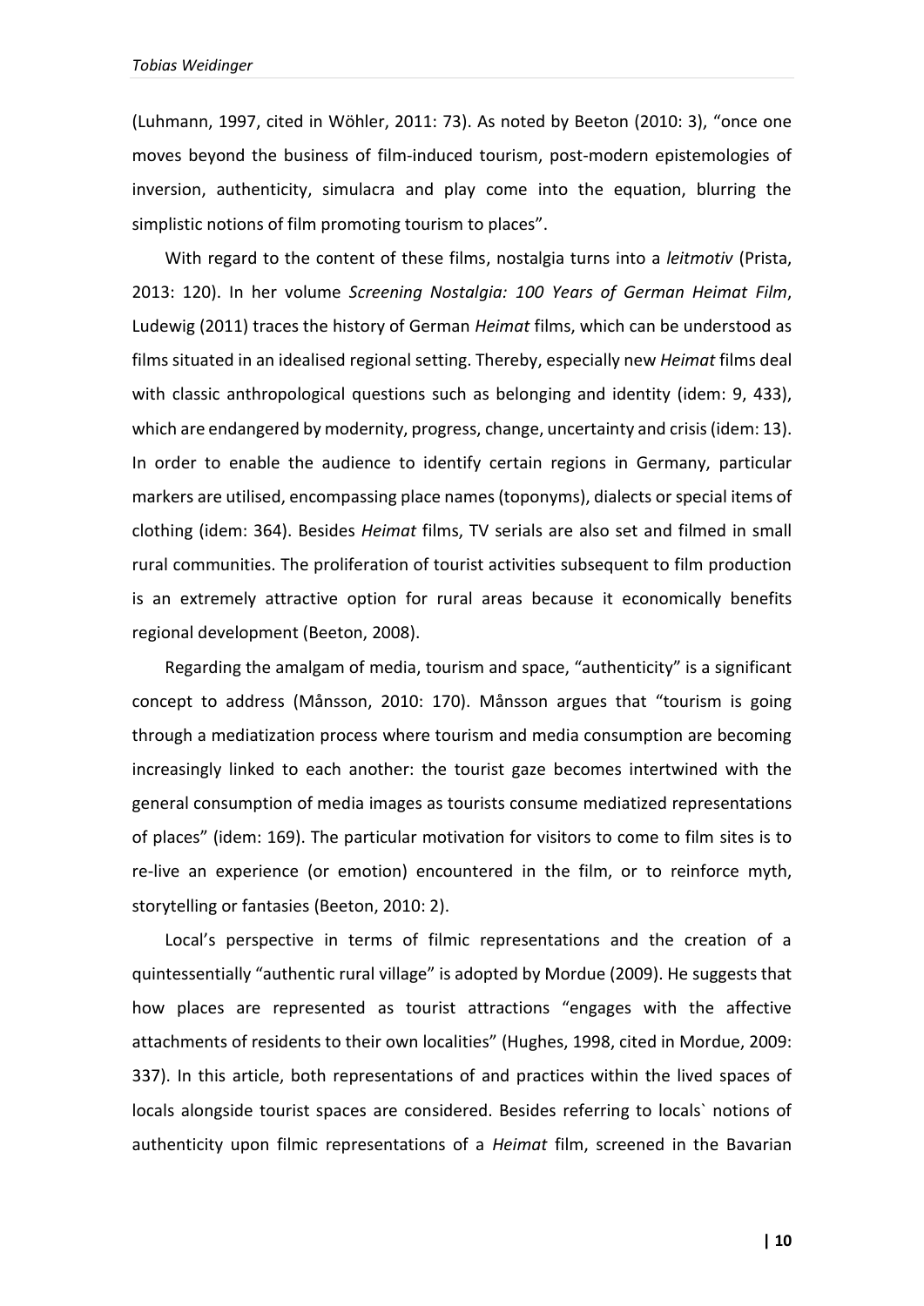(Luhmann, 1997, cited in Wöhler, 2011: 73). As noted by Beeton (2010: 3), "once one moves beyond the business of film-induced tourism, post-modern epistemologies of inversion, authenticity, simulacra and play come into the equation, blurring the simplistic notions of film promoting tourism to places".

With regard to the content of these films, nostalgia turns into a *leitmotiv* (Prista, 2013: 120). In her volume *Screening Nostalgia: 100 Years of German Heimat Film*, Ludewig (2011) traces the history of German *Heimat* films, which can be understood as films situated in an idealised regional setting. Thereby, especially new *Heimat* films deal with classic anthropological questions such as belonging and identity (idem: 9, 433), which are endangered by modernity, progress, change, uncertainty and crisis (idem: 13). In order to enable the audience to identify certain regions in Germany, particular markers are utilised, encompassing place names (toponyms), dialects or special items of clothing (idem: 364). Besides *Heimat* films, TV serials are also set and filmed in small rural communities. The proliferation of tourist activities subsequent to film production is an extremely attractive option for rural areas because it economically benefits regional development (Beeton, 2008).

Regarding the amalgam of media, tourism and space, "authenticity" is a significant concept to address (Månsson, 2010: 170). Månsson argues that "tourism is going through a mediatization process where tourism and media consumption are becoming increasingly linked to each another: the tourist gaze becomes intertwined with the general consumption of media images as tourists consume mediatized representations of places" (idem: 169). The particular motivation for visitors to come to film sites is to re-live an experience (or emotion) encountered in the film, or to reinforce myth, storytelling or fantasies (Beeton, 2010: 2).

Local's perspective in terms of filmic representations and the creation of a quintessentially "authentic rural village" is adopted by Mordue (2009). He suggests that how places are represented as tourist attractions "engages with the affective attachments of residents to their own localities" (Hughes, 1998, cited in Mordue, 2009: 337). In this article, both representations of and practices within the lived spaces of locals alongside tourist spaces are considered. Besides referring to locals` notions of authenticity upon filmic representations of a *Heimat* film, screened in the Bavarian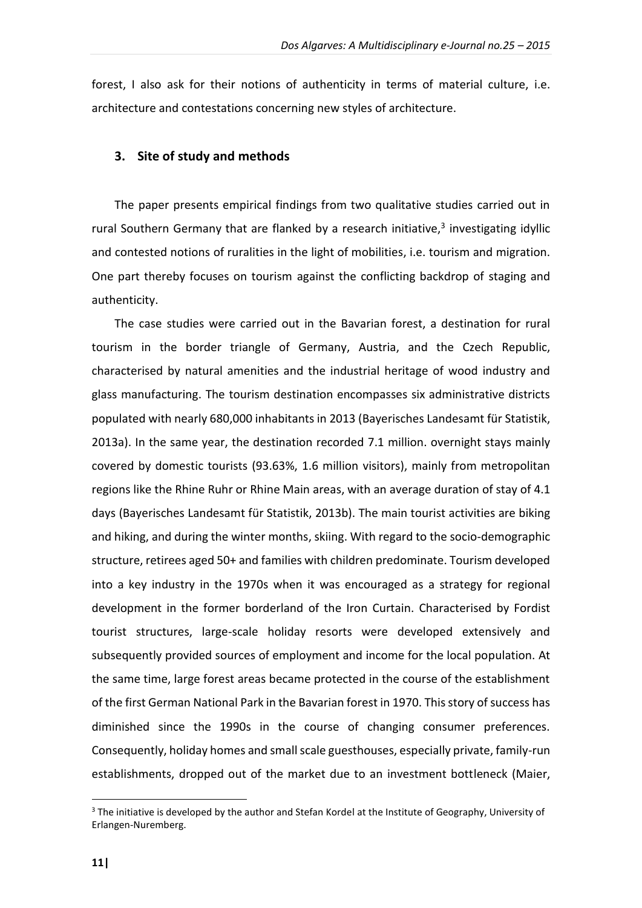forest, I also ask for their notions of authenticity in terms of material culture, i.e. architecture and contestations concerning new styles of architecture.

## 3. Site of study and methods

The paper presents empirical findings from two qualitative studies carried out in rural Southern Germany that are flanked by a research initiative,[3] investigating idyllic and contested notions of ruralities in the light of mobilities, i.e. tourism and migration. One part thereby focuses on tourism against the conflicting backdrop of staging and authenticity.

The case studies were carried out in the Bavarian forest, a destination for rural tourism in the border triangle of Germany, Austria, and the Czech Republic, characterised by natural amenities and the industrial heritage of wood industry and glass manufacturing. The tourism destination encompasses six administrative districts populated with nearly 680,000 inhabitants in 2013 (Bayerisches Landesamt für Statistik, 2013a). In the same year, the destination recorded 7.1 million. overnight stays mainly covered by domestic tourists (93.63%, 1.6 million visitors), mainly from metropolitan regions like the Rhine Ruhr or Rhine Main areas, with an average duration of stay of 4.1 days (Bayerisches Landesamt für Statistik, 2013b). The main tourist activities are biking and hiking, and during the winter months, skiing. With regard to the socio-demographic structure, retirees aged 50+ and families with children predominate. Tourism developed into a key industry in the 1970s when it was encouraged as a strategy for regional development in the former borderland of the Iron Curtain. Characterised by Fordist tourist structures, large-scale holiday resorts were developed extensively and subsequently provided sources of employment and income for the local population. At the same time, large forest areas became protected in the course of the establishment of the first German National Park in the Bavarian forest in 1970. This story of success has diminished since the 1990s in the course of changing consumer preferences. Consequently, holiday homes and small scale guesthouses, especially private, family-run establishments, dropped out of the market due to an investment bottleneck (Maier,

[3] The initiative is developed by the author and Stefan Kordel at the Institute of Geography, University of Erlangen-Nuremberg.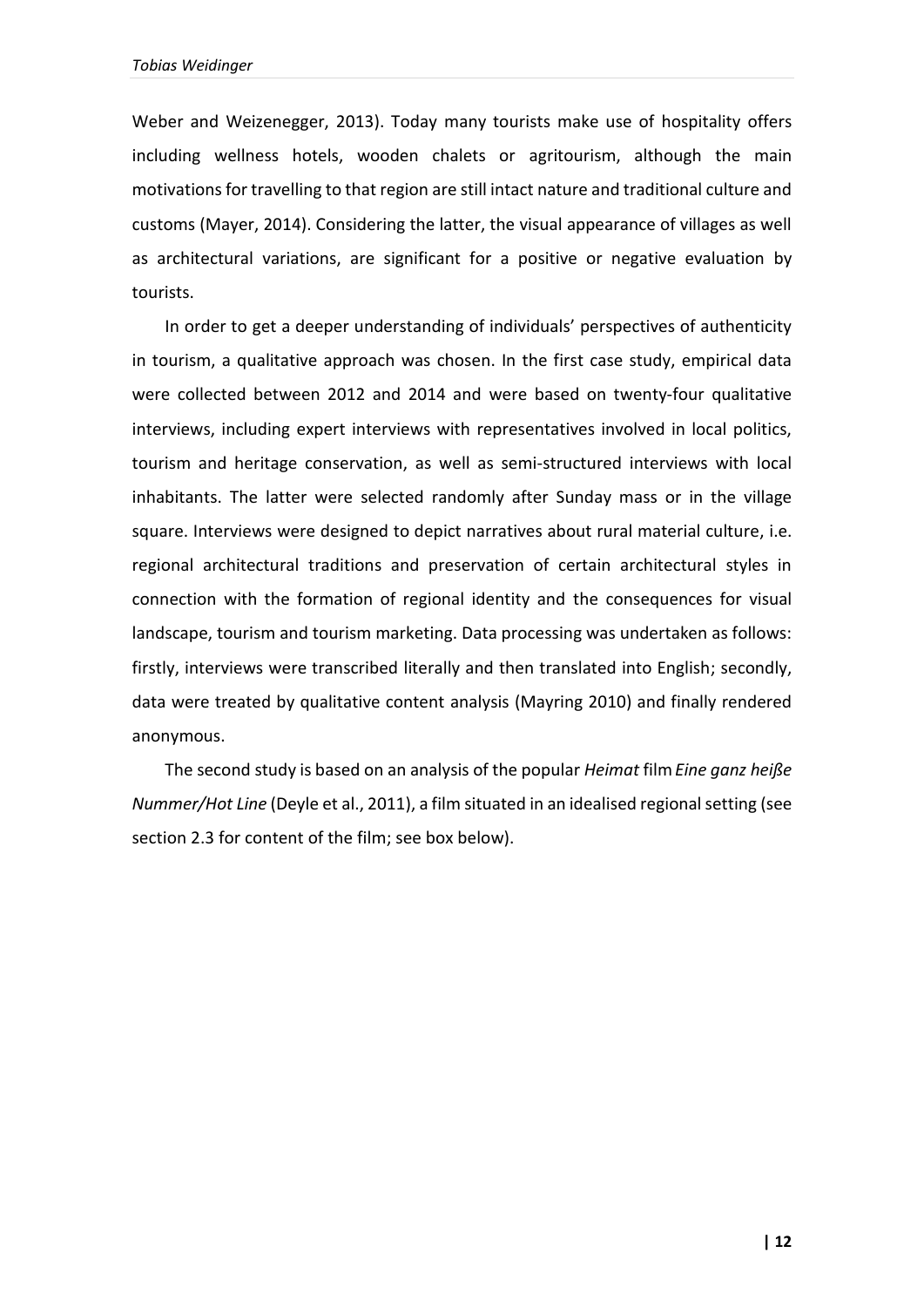Weber and Weizenegger, 2013). Today many tourists make use of hospitality offers including wellness hotels, wooden chalets or agritourism, although the main motivations for travelling to that region are still intact nature and traditional culture and customs (Mayer, 2014). Considering the latter, the visual appearance of villages as well as architectural variations, are significant for a positive or negative evaluation by tourists.

In order to get a deeper understanding of individuals' perspectives of authenticity in tourism, a qualitative approach was chosen. In the first case study, empirical data were collected between 2012 and 2014 and were based on twenty-four qualitative interviews, including expert interviews with representatives involved in local politics, tourism and heritage conservation, as well as semi-structured interviews with local inhabitants. The latter were selected randomly after Sunday mass or in the village square. Interviews were designed to depict narratives about rural material culture, i.e. regional architectural traditions and preservation of certain architectural styles in connection with the formation of regional identity and the consequences for visual landscape, tourism and tourism marketing. Data processing was undertaken as follows: firstly, interviews were transcribed literally and then translated into English; secondly, data were treated by qualitative content analysis (Mayring 2010) and finally rendered anonymous.

The second study is based on an analysis of the popular *Heimat* film *Eine ganz heiße Nummer/Hot Line* (Deyle et al., 2011), a film situated in an idealised regional setting (see section 2.3 for content of the film; see box below).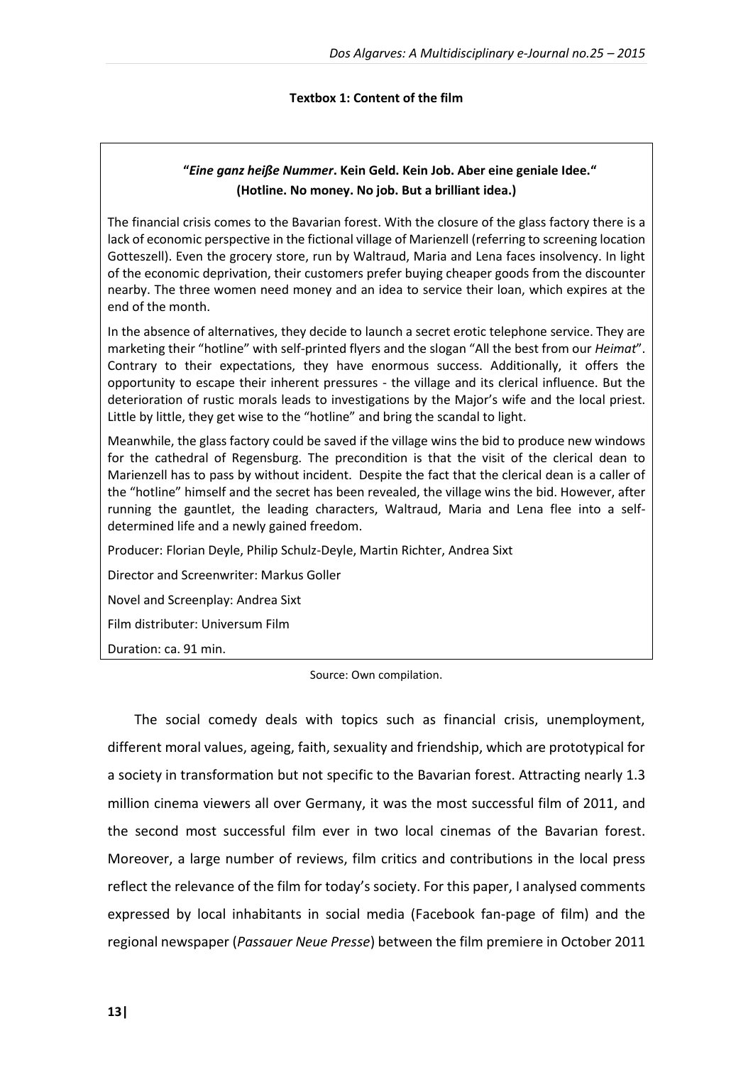**Textbox 1: Content of the film**

**"*Eine ganz heiße Nummer*. Kein Geld. Kein Job. Aber eine geniale Idee."**
**(Hotline. No money. No job. But a brilliant idea.)**

The financial crisis comes to the Bavarian forest. With the closure of the glass factory there is a lack of economic perspective in the fictional village of Marienzell (referring to screening location Gotteszell). Even the grocery store, run by Waltraud, Maria and Lena faces insolvency. In light of the economic deprivation, their customers prefer buying cheaper goods from the discounter nearby. The three women need money and an idea to service their loan, which expires at the end of the month.

In the absence of alternatives, they decide to launch a secret erotic telephone service. They are marketing their "hotline" with self-printed flyers and the slogan "All the best from our *Heimat*". Contrary to their expectations, they have enormous success. Additionally, it offers the opportunity to escape their inherent pressures - the village and its clerical influence. But the deterioration of rustic morals leads to investigations by the Major's wife and the local priest. Little by little, they get wise to the "hotline" and bring the scandal to light.

Meanwhile, the glass factory could be saved if the village wins the bid to produce new windows for the cathedral of Regensburg. The precondition is that the visit of the clerical dean to Marienzell has to pass by without incident. Despite the fact that the clerical dean is a caller of the "hotline" himself and the secret has been revealed, the village wins the bid. However, after running the gauntlet, the leading characters, Waltraud, Maria and Lena flee into a self-determined life and a newly gained freedom.

Producer: Florian Deyle, Philip Schulz-Deyle, Martin Richter, Andrea Sixt

Director and Screenwriter: Markus Goller

Novel and Screenplay: Andrea Sixt

Film distributer: Universum Film

Duration: ca. 91 min.

Source: Own compilation.

The social comedy deals with topics such as financial crisis, unemployment, different moral values, ageing, faith, sexuality and friendship, which are prototypical for a society in transformation but not specific to the Bavarian forest. Attracting nearly 1.3 million cinema viewers all over Germany, it was the most successful film of 2011, and the second most successful film ever in two local cinemas of the Bavarian forest. Moreover, a large number of reviews, film critics and contributions in the local press reflect the relevance of the film for today's society. For this paper, I analysed comments expressed by local inhabitants in social media (Facebook fan-page of film) and the regional newspaper (*Passauer Neue Presse*) between the film premiere in October 2011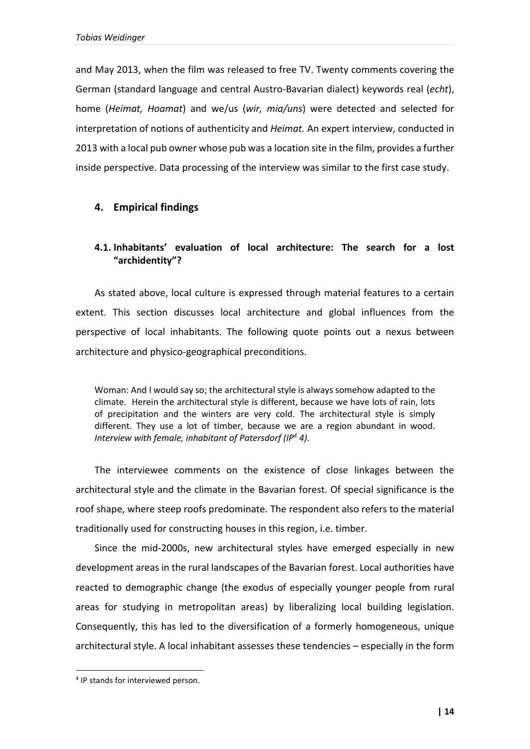and May 2013, when the film was released to free TV. Twenty comments covering the German (standard language and central Austro-Bavarian dialect) keywords real (*echt*), home (*Heimat, Hoamat*) and we/us (*wir, mia/uns*) were detected and selected for interpretation of notions of authenticity and *Heimat.* An expert interview, conducted in 2013 with a local pub owner whose pub was a location site in the film, provides a further inside perspective. Data processing of the interview was similar to the first case study.

## 4. Empirical findings

### 4.1. Inhabitants' evaluation of local architecture: The search for a lost "archidentity"?

As stated above, local culture is expressed through material features to a certain extent. This section discusses local architecture and global influences from the perspective of local inhabitants. The following quote points out a nexus between architecture and physico-geographical preconditions.

> Woman: And I would say so; the architectural style is always somehow adapted to the climate. Herein the architectural style is different, because we have lots of rain, lots of precipitation and the winters are very cold. The architectural style is simply different. They use a lot of timber, because we are a region abundant in wood. *Interview with female, inhabitant of Patersdorf (IP[4] 4).*

The interviewee comments on the existence of close linkages between the architectural style and the climate in the Bavarian forest. Of special significance is the roof shape, where steep roofs predominate. The respondent also refers to the material traditionally used for constructing houses in this region, i.e. timber.

Since the mid-2000s, new architectural styles have emerged especially in new development areas in the rural landscapes of the Bavarian forest. Local authorities have reacted to demographic change (the exodus of especially younger people from rural areas for studying in metropolitan areas) by liberalizing local building legislation. Consequently, this has led to the diversification of a formerly homogeneous, unique architectural style. A local inhabitant assesses these tendencies – especially in the form

[4] IP stands for interviewed person.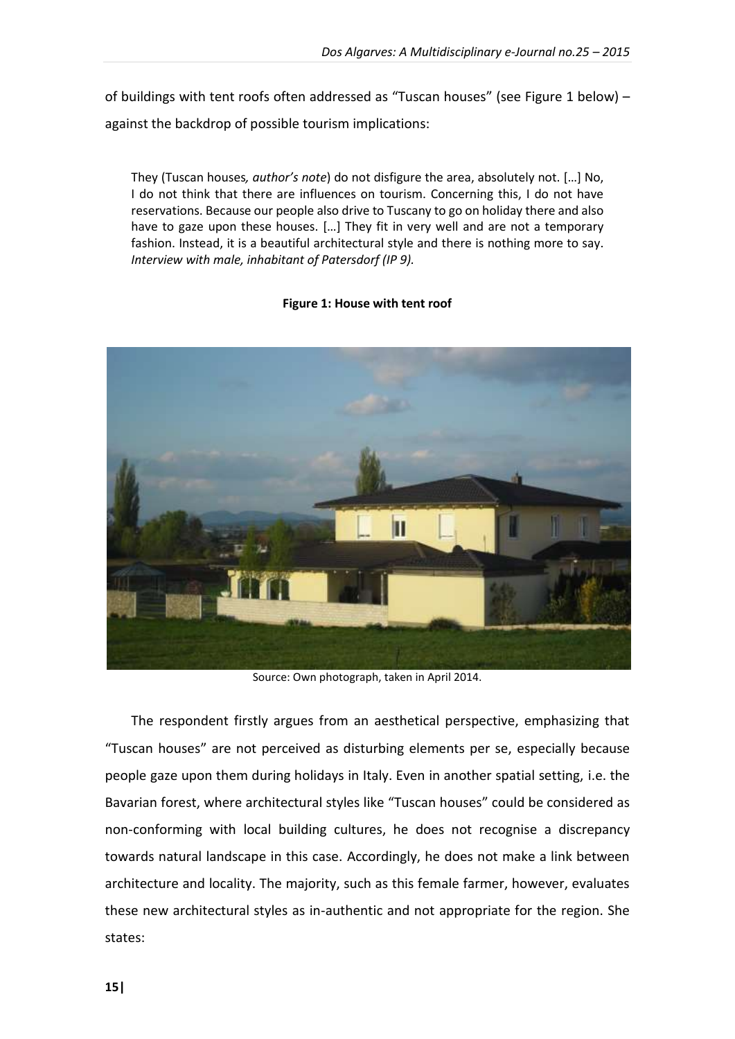of buildings with tent roofs often addressed as "Tuscan houses" (see Figure 1 below) – against the backdrop of possible tourism implications:

> They (Tuscan houses*, author's note*) do not disfigure the area, absolutely not. […] No, I do not think that there are influences on tourism. Concerning this, I do not have reservations. Because our people also drive to Tuscany to go on holiday there and also have to gaze upon these houses. […] They fit in very well and are not a temporary fashion. Instead, it is a beautiful architectural style and there is nothing more to say. *Interview with male, inhabitant of Patersdorf (IP 9).*

**Figure 1: House with tent roof**

Source: Own photograph, taken in April 2014.

The respondent firstly argues from an aesthetical perspective, emphasizing that "Tuscan houses" are not perceived as disturbing elements per se, especially because people gaze upon them during holidays in Italy. Even in another spatial setting, i.e. the Bavarian forest, where architectural styles like "Tuscan houses" could be considered as non-conforming with local building cultures, he does not recognise a discrepancy towards natural landscape in this case. Accordingly, he does not make a link between architecture and locality. The majority, such as this female farmer, however, evaluates these new architectural styles as in-authentic and not appropriate for the region. She states: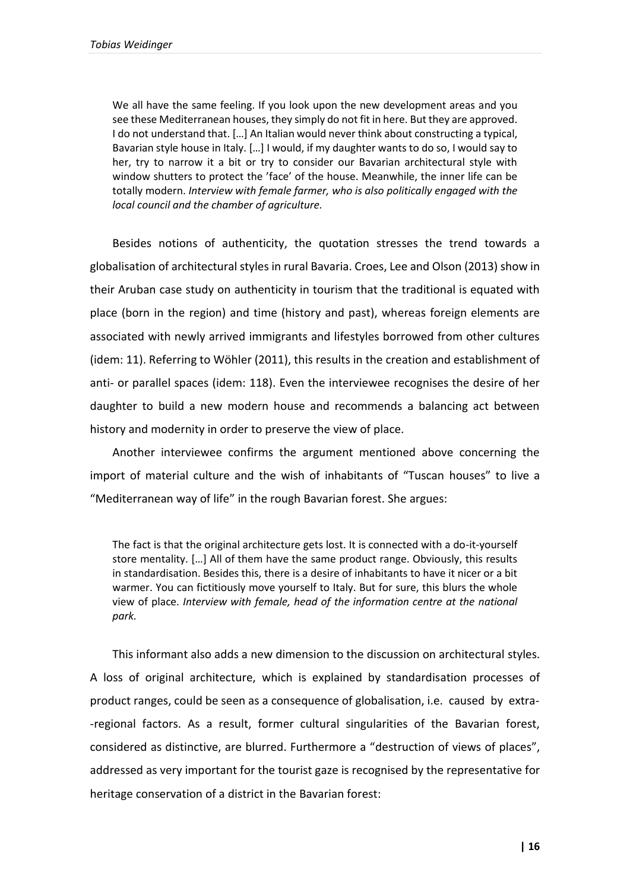> We all have the same feeling. If you look upon the new development areas and you see these Mediterranean houses, they simply do not fit in here. But they are approved. I do not understand that. […] An Italian would never think about constructing a typical, Bavarian style house in Italy. […] I would, if my daughter wants to do so, I would say to her, try to narrow it a bit or try to consider our Bavarian architectural style with window shutters to protect the 'face' of the house. Meanwhile, the inner life can be totally modern. *Interview with female farmer, who is also politically engaged with the local council and the chamber of agriculture.*

Besides notions of authenticity, the quotation stresses the trend towards a globalisation of architectural styles in rural Bavaria. Croes, Lee and Olson (2013) show in their Aruban case study on authenticity in tourism that the traditional is equated with place (born in the region) and time (history and past), whereas foreign elements are associated with newly arrived immigrants and lifestyles borrowed from other cultures (idem: 11). Referring to Wöhler (2011), this results in the creation and establishment of anti- or parallel spaces (idem: 118). Even the interviewee recognises the desire of her daughter to build a new modern house and recommends a balancing act between history and modernity in order to preserve the view of place.

Another interviewee confirms the argument mentioned above concerning the import of material culture and the wish of inhabitants of "Tuscan houses" to live a "Mediterranean way of life" in the rough Bavarian forest. She argues:

> The fact is that the original architecture gets lost. It is connected with a do-it-yourself store mentality. […] All of them have the same product range. Obviously, this results in standardisation. Besides this, there is a desire of inhabitants to have it nicer or a bit warmer. You can fictitiously move yourself to Italy. But for sure, this blurs the whole view of place. *Interview with female, head of the information centre at the national park.*

This informant also adds a new dimension to the discussion on architectural styles. A loss of original architecture, which is explained by standardisation processes of product ranges, could be seen as a consequence of globalisation, i.e. caused by extra-regional factors. As a result, former cultural singularities of the Bavarian forest, considered as distinctive, are blurred. Furthermore a "destruction of views of places", addressed as very important for the tourist gaze is recognised by the representative for heritage conservation of a district in the Bavarian forest: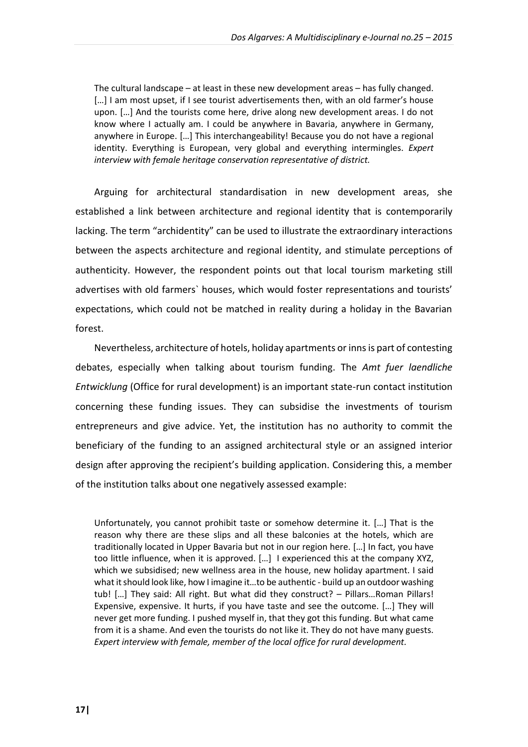> The cultural landscape – at least in these new development areas – has fully changed. […] I am most upset, if I see tourist advertisements then, with an old farmer's house upon. […] And the tourists come here, drive along new development areas. I do not know where I actually am. I could be anywhere in Bavaria, anywhere in Germany, anywhere in Europe. […] This interchangeability! Because you do not have a regional identity. Everything is European, very global and everything intermingles. *Expert interview with female heritage conservation representative of district.*

Arguing for architectural standardisation in new development areas, she established a link between architecture and regional identity that is contemporarily lacking. The term "archidentity" can be used to illustrate the extraordinary interactions between the aspects architecture and regional identity, and stimulate perceptions of authenticity. However, the respondent points out that local tourism marketing still advertises with old farmers` houses, which would foster representations and tourists' expectations, which could not be matched in reality during a holiday in the Bavarian forest.

Nevertheless, architecture of hotels, holiday apartments or inns is part of contesting debates, especially when talking about tourism funding. The *Amt fuer laendliche Entwicklung* (Office for rural development) is an important state-run contact institution concerning these funding issues. They can subsidise the investments of tourism entrepreneurs and give advice. Yet, the institution has no authority to commit the beneficiary of the funding to an assigned architectural style or an assigned interior design after approving the recipient's building application. Considering this, a member of the institution talks about one negatively assessed example:

> Unfortunately, you cannot prohibit taste or somehow determine it. […] That is the reason why there are these slips and all these balconies at the hotels, which are traditionally located in Upper Bavaria but not in our region here. […] In fact, you have too little influence, when it is approved. […] I experienced this at the company XYZ, which we subsidised; new wellness area in the house, new holiday apartment. I said what it should look like, how I imagine it…to be authentic - build up an outdoor washing tub! […] They said: All right. But what did they construct? – Pillars…Roman Pillars! Expensive, expensive. It hurts, if you have taste and see the outcome. […] They will never get more funding. I pushed myself in, that they got this funding. But what came from it is a shame. And even the tourists do not like it. They do not have many guests. *Expert interview with female, member of the local office for rural development.*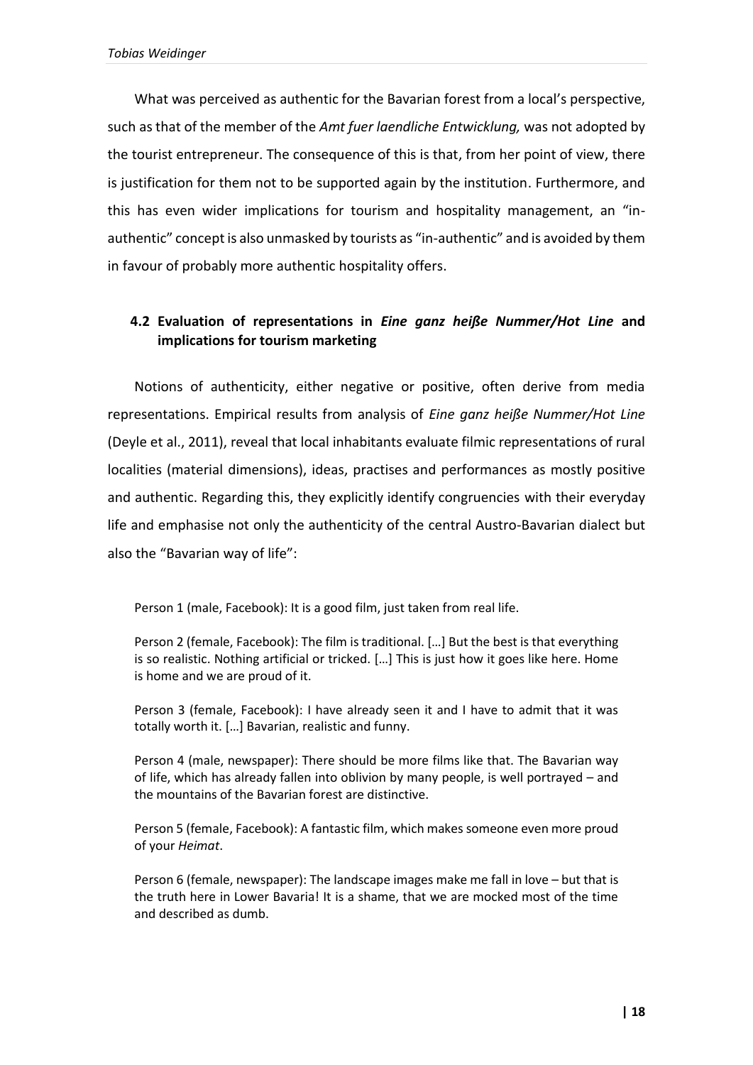What was perceived as authentic for the Bavarian forest from a local's perspective, such as that of the member of the *Amt fuer laendliche Entwicklung,* was not adopted by the tourist entrepreneur. The consequence of this is that, from her point of view, there is justification for them not to be supported again by the institution. Furthermore, and this has even wider implications for tourism and hospitality management, an "in-authentic" concept is also unmasked by tourists as "in-authentic" and is avoided by them in favour of probably more authentic hospitality offers.

## 4.2 Evaluation of representations in *Eine ganz heiße Nummer/Hot Line* and implications for tourism marketing

Notions of authenticity, either negative or positive, often derive from media representations. Empirical results from analysis of *Eine ganz heiße Nummer/Hot Line* (Deyle et al., 2011), reveal that local inhabitants evaluate filmic representations of rural localities (material dimensions), ideas, practises and performances as mostly positive and authentic. Regarding this, they explicitly identify congruencies with their everyday life and emphasise not only the authenticity of the central Austro-Bavarian dialect but also the "Bavarian way of life":

> Person 1 (male, Facebook): It is a good film, just taken from real life.
>
> Person 2 (female, Facebook): The film is traditional. […] But the best is that everything is so realistic. Nothing artificial or tricked. […] This is just how it goes like here. Home is home and we are proud of it.
>
> Person 3 (female, Facebook): I have already seen it and I have to admit that it was totally worth it. […] Bavarian, realistic and funny.
>
> Person 4 (male, newspaper): There should be more films like that. The Bavarian way of life, which has already fallen into oblivion by many people, is well portrayed – and the mountains of the Bavarian forest are distinctive.
>
> Person 5 (female, Facebook): A fantastic film, which makes someone even more proud of your *Heimat*.
>
> Person 6 (female, newspaper): The landscape images make me fall in love – but that is the truth here in Lower Bavaria! It is a shame, that we are mocked most of the time and described as dumb.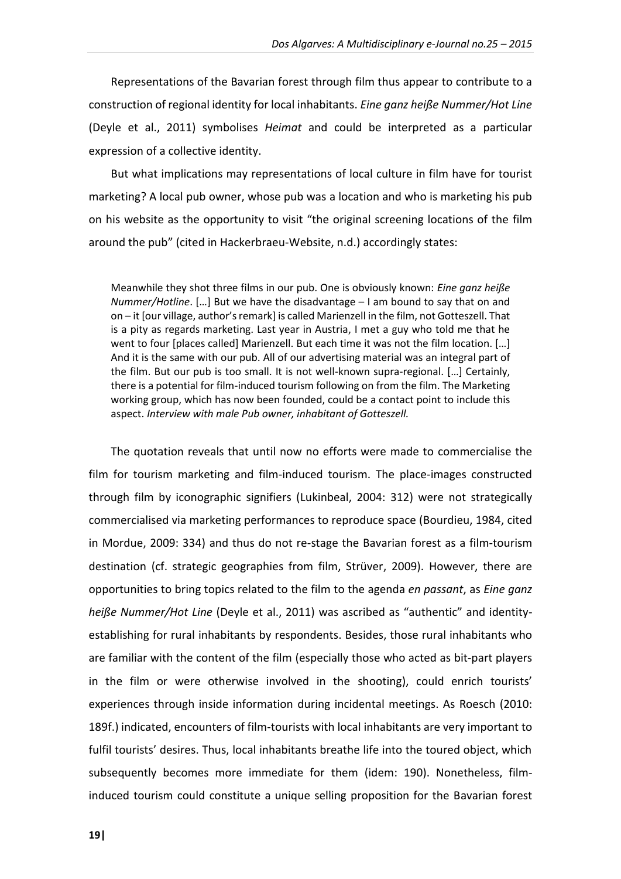Representations of the Bavarian forest through film thus appear to contribute to a construction of regional identity for local inhabitants. *Eine ganz heiße Nummer/Hot Line* (Deyle et al., 2011) symbolises *Heimat* and could be interpreted as a particular expression of a collective identity.

But what implications may representations of local culture in film have for tourist marketing? A local pub owner, whose pub was a location and who is marketing his pub on his website as the opportunity to visit "the original screening locations of the film around the pub" (cited in Hackerbraeu-Website, n.d.) accordingly states:

> Meanwhile they shot three films in our pub. One is obviously known: *Eine ganz heiße Nummer/Hotline*. […] But we have the disadvantage – I am bound to say that on and on – it [our village, author's remark] is called Marienzell in the film, not Gotteszell. That is a pity as regards marketing. Last year in Austria, I met a guy who told me that he went to four [places called] Marienzell. But each time it was not the film location. […] And it is the same with our pub. All of our advertising material was an integral part of the film. But our pub is too small. It is not well-known supra-regional. […] Certainly, there is a potential for film-induced tourism following on from the film. The Marketing working group, which has now been founded, could be a contact point to include this aspect. *Interview with male Pub owner, inhabitant of Gotteszell.*

The quotation reveals that until now no efforts were made to commercialise the film for tourism marketing and film-induced tourism. The place-images constructed through film by iconographic signifiers (Lukinbeal, 2004: 312) were not strategically commercialised via marketing performances to reproduce space (Bourdieu, 1984, cited in Mordue, 2009: 334) and thus do not re-stage the Bavarian forest as a film-tourism destination (cf. strategic geographies from film, Strüver, 2009). However, there are opportunities to bring topics related to the film to the agenda *en passant*, as *Eine ganz heiße Nummer/Hot Line* (Deyle et al., 2011) was ascribed as "authentic" and identity-establishing for rural inhabitants by respondents. Besides, those rural inhabitants who are familiar with the content of the film (especially those who acted as bit-part players in the film or were otherwise involved in the shooting), could enrich tourists' experiences through inside information during incidental meetings. As Roesch (2010: 189f.) indicated, encounters of film-tourists with local inhabitants are very important to fulfil tourists' desires. Thus, local inhabitants breathe life into the toured object, which subsequently becomes more immediate for them (idem: 190). Nonetheless, film-induced tourism could constitute a unique selling proposition for the Bavarian forest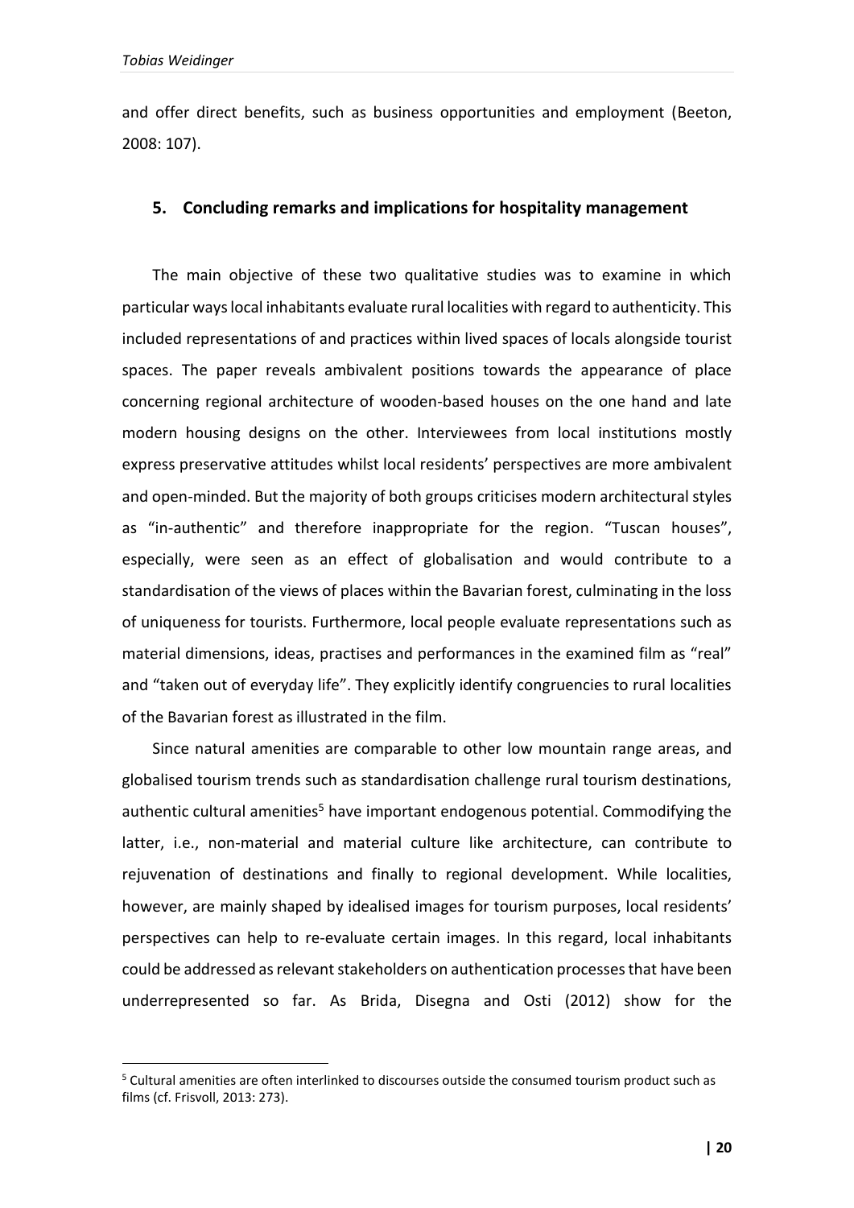and offer direct benefits, such as business opportunities and employment (Beeton, 2008: 107).

## 5. Concluding remarks and implications for hospitality management

The main objective of these two qualitative studies was to examine in which particular ways local inhabitants evaluate rural localities with regard to authenticity. This included representations of and practices within lived spaces of locals alongside tourist spaces. The paper reveals ambivalent positions towards the appearance of place concerning regional architecture of wooden-based houses on the one hand and late modern housing designs on the other. Interviewees from local institutions mostly express preservative attitudes whilst local residents' perspectives are more ambivalent and open-minded. But the majority of both groups criticises modern architectural styles as "in-authentic" and therefore inappropriate for the region. "Tuscan houses", especially, were seen as an effect of globalisation and would contribute to a standardisation of the views of places within the Bavarian forest, culminating in the loss of uniqueness for tourists. Furthermore, local people evaluate representations such as material dimensions, ideas, practises and performances in the examined film as "real" and "taken out of everyday life". They explicitly identify congruencies to rural localities of the Bavarian forest as illustrated in the film.

Since natural amenities are comparable to other low mountain range areas, and globalised tourism trends such as standardisation challenge rural tourism destinations, authentic cultural amenities[5] have important endogenous potential. Commodifying the latter, i.e., non-material and material culture like architecture, can contribute to rejuvenation of destinations and finally to regional development. While localities, however, are mainly shaped by idealised images for tourism purposes, local residents' perspectives can help to re-evaluate certain images. In this regard, local inhabitants could be addressed as relevant stakeholders on authentication processes that have been underrepresented so far. As Brida, Disegna and Osti (2012) show for the

[5] Cultural amenities are often interlinked to discourses outside the consumed tourism product such as films (cf. Frisvoll, 2013: 273).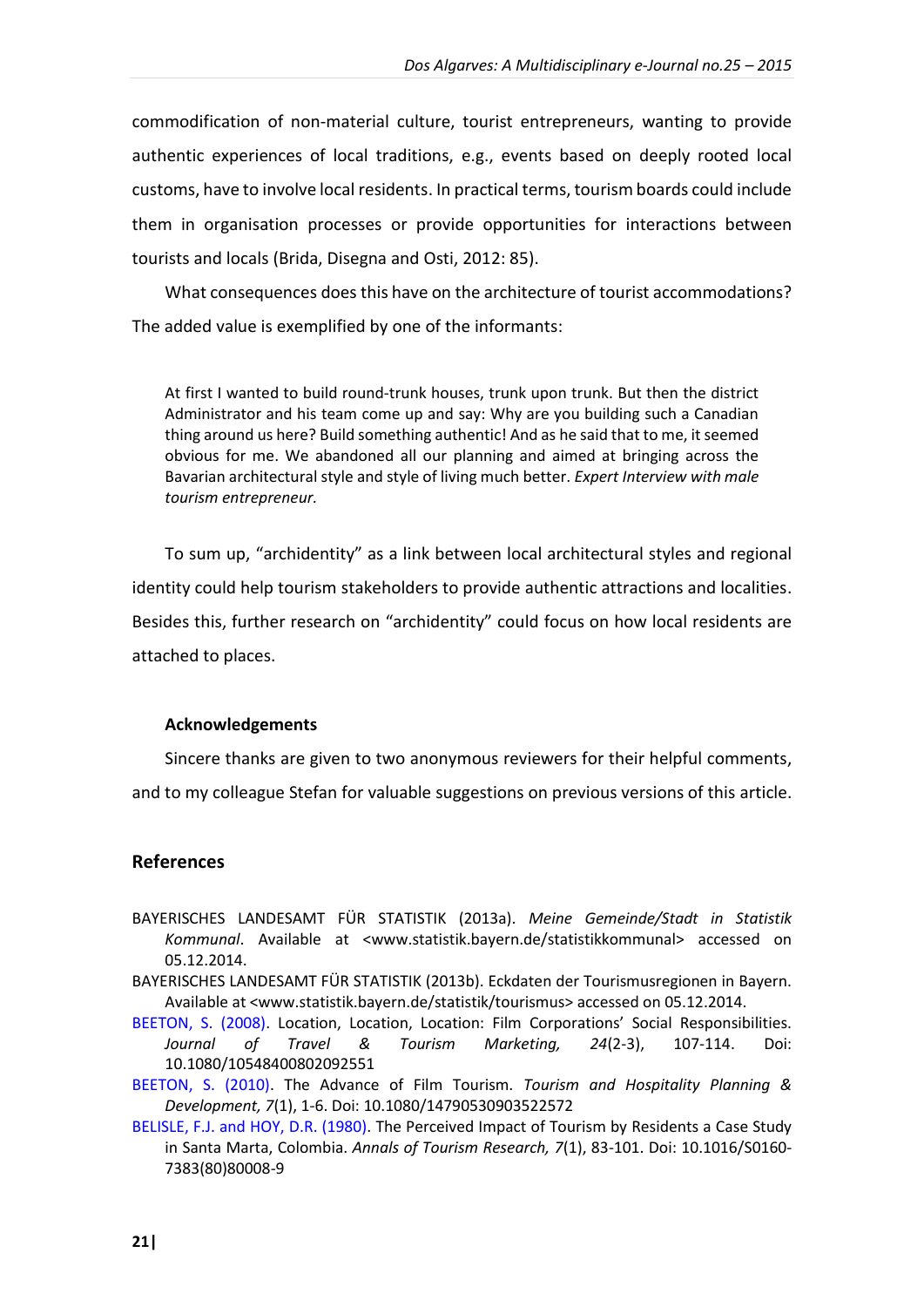commodification of non-material culture, tourist entrepreneurs, wanting to provide authentic experiences of local traditions, e.g., events based on deeply rooted local customs, have to involve local residents. In practical terms, tourism boards could include them in organisation processes or provide opportunities for interactions between tourists and locals (Brida, Disegna and Osti, 2012: 85).

What consequences does this have on the architecture of tourist accommodations? The added value is exemplified by one of the informants:

> At first I wanted to build round-trunk houses, trunk upon trunk. But then the district Administrator and his team come up and say: Why are you building such a Canadian thing around us here? Build something authentic! And as he said that to me, it seemed obvious for me. We abandoned all our planning and aimed at bringing across the Bavarian architectural style and style of living much better. *Expert Interview with male tourism entrepreneur.*

To sum up, "archidentity" as a link between local architectural styles and regional identity could help tourism stakeholders to provide authentic attractions and localities. Besides this, further research on "archidentity" could focus on how local residents are attached to places.

### Acknowledgements

Sincere thanks are given to two anonymous reviewers for their helpful comments, and to my colleague Stefan for valuable suggestions on previous versions of this article.

## References

BAYERISCHES LANDESAMT FÜR STATISTIK (2013a). *Meine Gemeinde/Stadt in Statistik Kommunal*. Available at <www.statistik.bayern.de/statistikkommunal> accessed on 05.12.2014.

BAYERISCHES LANDESAMT FÜR STATISTIK (2013b). Eckdaten der Tourismusregionen in Bayern. Available at <www.statistik.bayern.de/statistik/tourismus> accessed on 05.12.2014.

BEETON, S. (2008). Location, Location, Location: Film Corporations' Social Responsibilities. *Journal of Travel & Tourism Marketing, 24*(2-3), 107-114. Doi: 10.1080/10548400802092551

BEETON, S. (2010). The Advance of Film Tourism. *Tourism and Hospitality Planning & Development, 7*(1), 1-6. Doi: 10.1080/14790530903522572

BELISLE, F.J. and HOY, D.R. (1980). The Perceived Impact of Tourism by Residents a Case Study in Santa Marta, Colombia. *Annals of Tourism Research, 7*(1), 83-101. Doi: 10.1016/S0160-7383(80)80008-9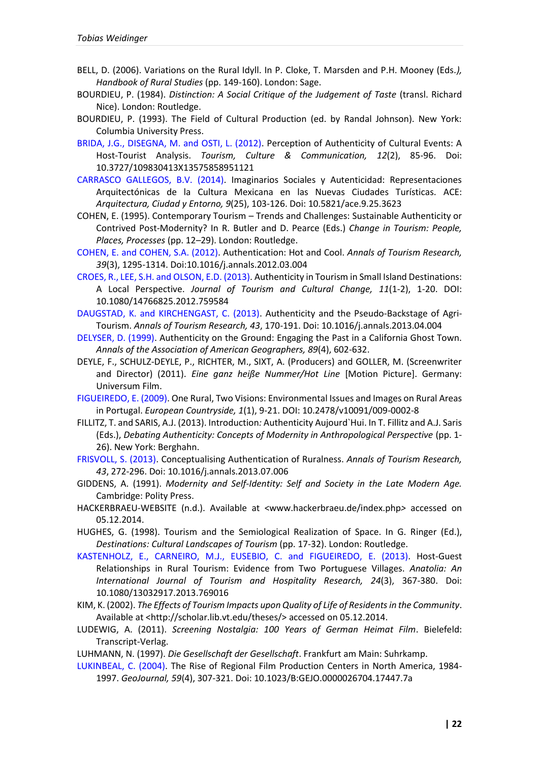BELL, D. (2006). Variations on the Rural Idyll. In P. Cloke, T. Marsden and P.H. Mooney (Eds.*), Handbook of Rural Studies* (pp. 149-160). London: Sage.

BOURDIEU, P. (1984). *Distinction: A Social Critique of the Judgement of Taste* (transl. Richard Nice). London: Routledge.

BOURDIEU, P. (1993). The Field of Cultural Production (ed. by Randal Johnson). New York: Columbia University Press.

BRIDA, J.G., DISEGNA, M. and OSTI, L. (2012). Perception of Authenticity of Cultural Events: A Host-Tourist Analysis. *Tourism, Culture & Communication, 12*(2), 85-96. Doi: 10.3727/109830413X13575858951121

CARRASCO GALLEGOS, B.V. (2014). Imaginarios Sociales y Autenticidad: Representaciones Arquitectónicas de la Cultura Mexicana en las Nuevas Ciudades Turísticas. ACE: *Arquitectura, Ciudad y Entorno, 9*(25), 103-126. Doi: 10.5821/ace.9.25.3623

COHEN, E. (1995). Contemporary Tourism – Trends and Challenges: Sustainable Authenticity or Contrived Post-Modernity? In R. Butler and D. Pearce (Eds.) *Change in Tourism: People, Places, Processes* (pp. 12–29). London: Routledge.

COHEN, E. and COHEN, S.A. (2012). Authentication: Hot and Cool. *Annals of Tourism Research, 39*(3), 1295-1314. Doi:10.1016/j.annals.2012.03.004

CROES, R., LEE, S.H. and OLSON, E.D. (2013). Authenticity in Tourism in Small Island Destinations: A Local Perspective. *Journal of Tourism and Cultural Change, 11*(1-2), 1-20. DOI: 10.1080/14766825.2012.759584

DAUGSTAD, K. and KIRCHENGAST, C. (2013). Authenticity and the Pseudo-Backstage of Agri-Tourism. *Annals of Tourism Research, 43*, 170-191. Doi: 10.1016/j.annals.2013.04.004

DELYSER, D. (1999). Authenticity on the Ground: Engaging the Past in a California Ghost Town. *Annals of the Association of American Geographers, 89*(4), 602-632.

DEYLE, F., SCHULZ-DEYLE, P., RICHTER, M., SIXT, A. (Producers) and GOLLER, M. (Screenwriter and Director) (2011). *Eine ganz heiße Nummer/Hot Line* [Motion Picture]. Germany: Universum Film.

FIGUEIREDO, E. (2009). One Rural, Two Visions: Environmental Issues and Images on Rural Areas in Portugal. *European Countryside, 1*(1), 9-21. DOI: 10.2478/v10091/009-0002-8

FILLITZ, T. and SARIS, A.J. (2013). Introduction*:* Authenticity Aujourd`Hui. In T. Fillitz and A.J. Saris (Eds.), *Debating Authenticity: Concepts of Modernity in Anthropological Perspective* (pp. 1-26). New York: Berghahn.

FRISVOLL, S. (2013). Conceptualising Authentication of Ruralness. *Annals of Tourism Research, 43*, 272-296. Doi: 10.1016/j.annals.2013.07.006

GIDDENS, A. (1991). *Modernity and Self-Identity: Self and Society in the Late Modern Age.* Cambridge: Polity Press.

HACKERBRAEU-WEBSITE (n.d.). Available at <www.hackerbraeu.de/index.php> accessed on 05.12.2014.

HUGHES, G. (1998). Tourism and the Semiological Realization of Space. In G. Ringer (Ed.), *Destinations: Cultural Landscapes of Tourism* (pp. 17-32). London: Routledge.

KASTENHOLZ, E., CARNEIRO, M.J., EUSEBIO, C. and FIGUEIREDO, E. (2013). Host-Guest Relationships in Rural Tourism: Evidence from Two Portuguese Villages. *Anatolia: An International Journal of Tourism and Hospitality Research, 24*(3), 367-380. Doi: 10.1080/13032917.2013.769016

KIM, K. (2002). *The Effects of Tourism Impacts upon Quality of Life of Residents in the Community*. Available at <http://scholar.lib.vt.edu/theses/> accessed on 05.12.2014.

LUDEWIG, A. (2011). *Screening Nostalgia: 100 Years of German Heimat Film*. Bielefeld: Transcript-Verlag.

LUHMANN, N. (1997). *Die Gesellschaft der Gesellschaft*. Frankfurt am Main: Suhrkamp.

LUKINBEAL, C. (2004). The Rise of Regional Film Production Centers in North America, 1984-1997. *GeoJournal, 59*(4), 307-321. Doi: 10.1023/B:GEJO.0000026704.17447.7a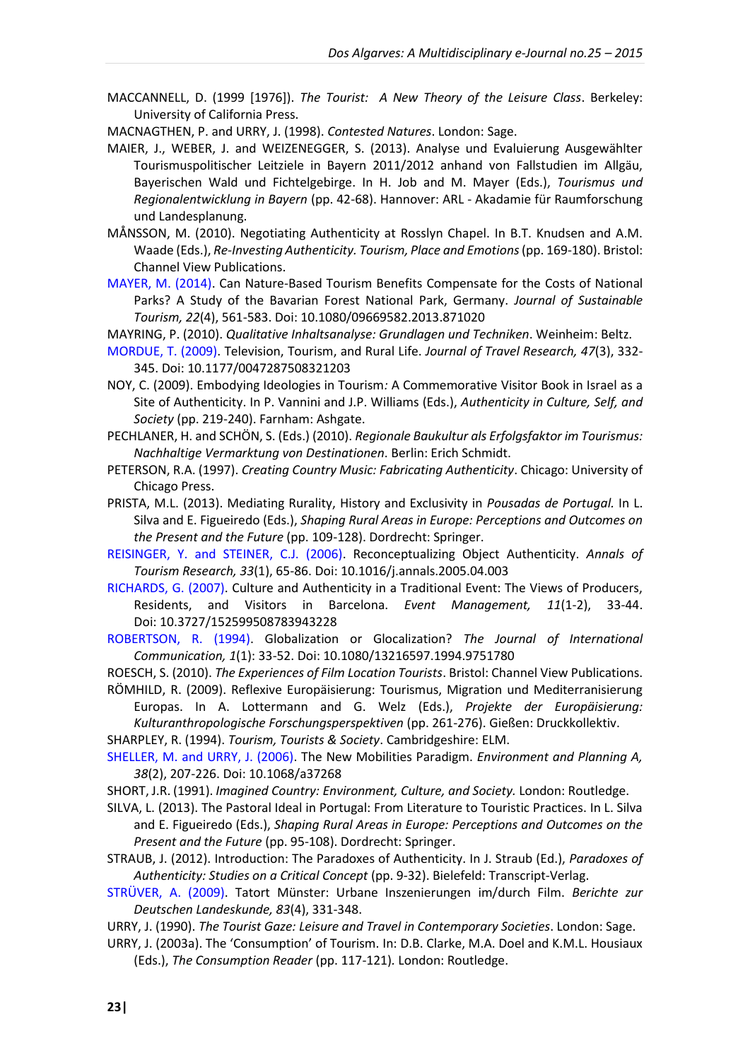MACCANNELL, D. (1999 [1976]). *The Tourist: A New Theory of the Leisure Class*. Berkeley: University of California Press.

MACNAGTHEN, P. and URRY, J. (1998). *Contested Natures*. London: Sage.

MAIER, J., WEBER, J. and WEIZENEGGER, S. (2013). Analyse und Evaluierung Ausgewählter Tourismuspolitischer Leitziele in Bayern 2011/2012 anhand von Fallstudien im Allgäu, Bayerischen Wald und Fichtelgebirge. In H. Job and M. Mayer (Eds.), *Tourismus und Regionalentwicklung in Bayern* (pp. 42-68). Hannover: ARL - Akadamie für Raumforschung und Landesplanung.

MÅNSSON, M. (2010). Negotiating Authenticity at Rosslyn Chapel. In B.T. Knudsen and A.M. Waade (Eds.), *Re-Investing Authenticity. Tourism, Place and Emotions* (pp. 169-180). Bristol: Channel View Publications.

MAYER, M. (2014). Can Nature-Based Tourism Benefits Compensate for the Costs of National Parks? A Study of the Bavarian Forest National Park, Germany. *Journal of Sustainable Tourism, 22*(4), 561-583. Doi: 10.1080/09669582.2013.871020

MAYRING, P. (2010). *Qualitative Inhaltsanalyse: Grundlagen und Techniken*. Weinheim: Beltz.

MORDUE, T. (2009). Television, Tourism, and Rural Life. *Journal of Travel Research, 47*(3), 332-345. Doi: 10.1177/0047287508321203

NOY, C. (2009). Embodying Ideologies in Tourism*:* A Commemorative Visitor Book in Israel as a Site of Authenticity. In P. Vannini and J.P. Williams (Eds.), *Authenticity in Culture, Self, and Society* (pp. 219-240). Farnham: Ashgate.

PECHLANER, H. and SCHÖN, S. (Eds.) (2010). *Regionale Baukultur als Erfolgsfaktor im Tourismus: Nachhaltige Vermarktung von Destinationen*. Berlin: Erich Schmidt.

PETERSON, R.A. (1997). *Creating Country Music: Fabricating Authenticity*. Chicago: University of Chicago Press.

PRISTA, M.L. (2013). Mediating Rurality, History and Exclusivity in *Pousadas de Portugal.* In L. Silva and E. Figueiredo (Eds.), *Shaping Rural Areas in Europe: Perceptions and Outcomes on the Present and the Future* (pp. 109-128). Dordrecht: Springer.

REISINGER, Y. and STEINER, C.J. (2006). Reconceptualizing Object Authenticity. *Annals of Tourism Research, 33*(1), 65-86. Doi: 10.1016/j.annals.2005.04.003

RICHARDS, G. (2007). Culture and Authenticity in a Traditional Event: The Views of Producers, Residents, and Visitors in Barcelona. *Event Management, 11*(1-2), 33-44. Doi: 10.3727/152599508783943228

ROBERTSON, R. (1994). Globalization or Glocalization? *The Journal of International Communication, 1*(1): 33-52. Doi: 10.1080/13216597.1994.9751780

ROESCH, S. (2010). *The Experiences of Film Location Tourists*. Bristol: Channel View Publications.

RÖMHILD, R. (2009). Reflexive Europäisierung: Tourismus, Migration und Mediterranisierung Europas. In A. Lottermann and G. Welz (Eds.), *Projekte der Europäisierung: Kulturanthropologische Forschungsperspektiven* (pp. 261-276). Gießen: Druckkollektiv.

SHARPLEY, R. (1994). *Tourism, Tourists & Society*. Cambridgeshire: ELM.

SHELLER, M. and URRY, J. (2006). The New Mobilities Paradigm. *Environment and Planning A, 38*(2), 207-226. Doi: 10.1068/a37268

SHORT, J.R. (1991). *Imagined Country: Environment, Culture, and Society.* London: Routledge.

SILVA, L. (2013). The Pastoral Ideal in Portugal: From Literature to Touristic Practices. In L. Silva and E. Figueiredo (Eds.), *Shaping Rural Areas in Europe: Perceptions and Outcomes on the Present and the Future* (pp. 95-108). Dordrecht: Springer.

STRAUB, J. (2012). Introduction: The Paradoxes of Authenticity. In J. Straub (Ed.), *Paradoxes of Authenticity: Studies on a Critical Concept* (pp. 9-32). Bielefeld: Transcript-Verlag.

STRÜVER, A. (2009). Tatort Münster: Urbane Inszenierungen im/durch Film. *Berichte zur Deutschen Landeskunde, 83*(4), 331-348.

URRY, J. (1990). *The Tourist Gaze: Leisure and Travel in Contemporary Societies*. London: Sage.

URRY, J. (2003a). The 'Consumption' of Tourism. In: D.B. Clarke, M.A. Doel and K.M.L. Housiaux (Eds.), *The Consumption Reader* (pp. 117-121). London: Routledge.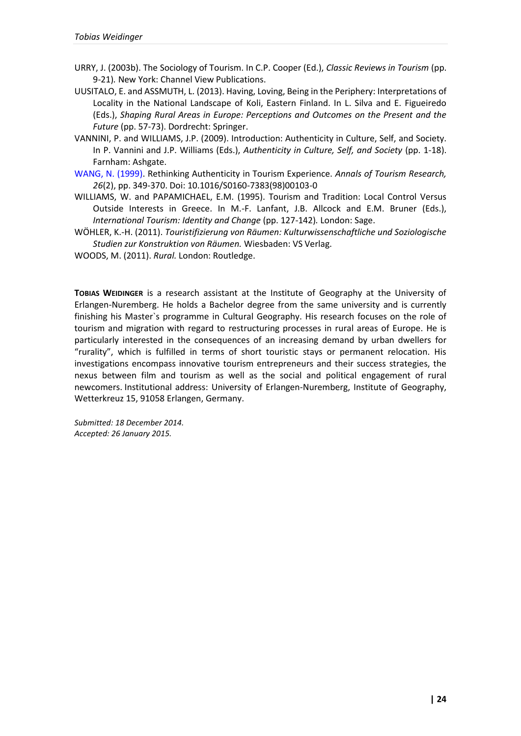URRY, J. (2003b). The Sociology of Tourism. In C.P. Cooper (Ed.), *Classic Reviews in Tourism* (pp. 9-21). New York: Channel View Publications.

UUSITALO, E. and ASSMUTH, L. (2013). Having, Loving, Being in the Periphery: Interpretations of Locality in the National Landscape of Koli, Eastern Finland. In L. Silva and E. Figueiredo (Eds.), *Shaping Rural Areas in Europe: Perceptions and Outcomes on the Present and the Future* (pp. 57-73). Dordrecht: Springer.

VANNINI, P. and WILLIAMS, J.P. (2009). Introduction: Authenticity in Culture, Self, and Society. In P. Vannini and J.P. Williams (Eds.), *Authenticity in Culture, Self, and Society* (pp. 1-18). Farnham: Ashgate.

WANG, N. (1999). Rethinking Authenticity in Tourism Experience. *Annals of Tourism Research, 26*(2), pp. 349-370. Doi: 10.1016/S0160-7383(98)00103-0

WILLIAMS, W. and PAPAMICHAEL, E.M. (1995). Tourism and Tradition: Local Control Versus Outside Interests in Greece. In M.-F. Lanfant, J.B. Allcock and E.M. Bruner (Eds.), *International Tourism: Identity and Change* (pp. 127-142). London: Sage.

WÖHLER, K.-H. (2011). *Touristifizierung von Räumen: Kulturwissenschaftliche und Soziologische Studien zur Konstruktion von Räumen.* Wiesbaden: VS Verlag.

WOODS, M. (2011). *Rural.* London: Routledge.

**TOBIAS WEIDINGER** is a research assistant at the Institute of Geography at the University of Erlangen-Nuremberg. He holds a Bachelor degree from the same university and is currently finishing his Master`s programme in Cultural Geography. His research focuses on the role of tourism and migration with regard to restructuring processes in rural areas of Europe. He is particularly interested in the consequences of an increasing demand by urban dwellers for "rurality", which is fulfilled in terms of short touristic stays or permanent relocation. His investigations encompass innovative tourism entrepreneurs and their success strategies, the nexus between film and tourism as well as the social and political engagement of rural newcomers. Institutional address: University of Erlangen-Nuremberg, Institute of Geography, Wetterkreuz 15, 91058 Erlangen, Germany.

*Submitted: 18 December 2014.*
*Accepted: 26 January 2015.*